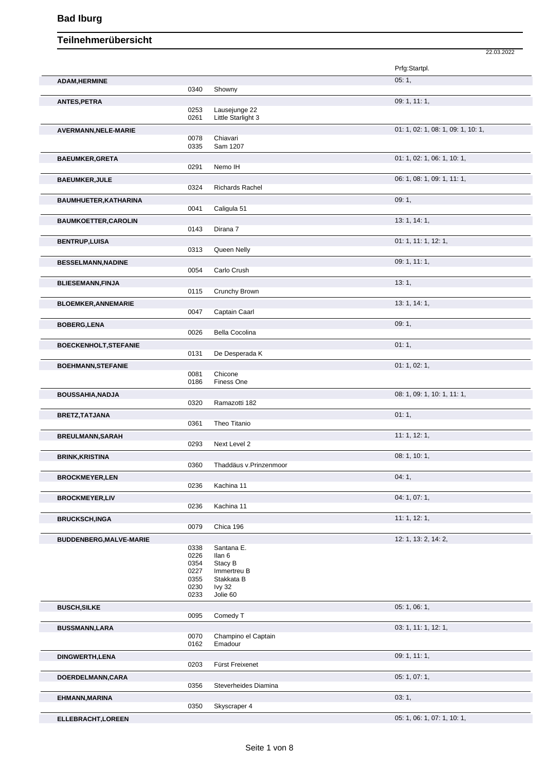# Bad Iburg

## Teilnehmerübersicht

22.03.2022

| Name | Nr. | Pferd | Prfg:Startpl. |
|---|---|---|---|
| **ADAM,HERMINE** | | | 05: 1, |
| | 0340 | Showny | |
| **ANTES,PETRA** | | | 09: 1, 11: 1, |
| | 0253 | Lausejunge 22 | |
| | 0261 | Little Starlight 3 | |
| **AVERMANN,NELE-MARIE** | | | 01: 1, 02: 1, 08: 1, 09: 1, 10: 1, |
| | 0078 | Chiavari | |
| | 0335 | Sam 1207 | |
| **BAEUMKER,GRETA** | | | 01: 1, 02: 1, 06: 1, 10: 1, |
| | 0291 | Nemo IH | |
| **BAEUMKER,JULE** | | | 06: 1, 08: 1, 09: 1, 11: 1, |
| | 0324 | Richards Rachel | |
| **BAUMHUETER,KATHARINA** | | | 09: 1, |
| | 0041 | Caligula 51 | |
| **BAUMKOETTER,CAROLIN** | | | 13: 1, 14: 1, |
| | 0143 | Dirana 7 | |
| **BENTRUP,LUISA** | | | 01: 1, 11: 1, 12: 1, |
| | 0313 | Queen Nelly | |
| **BESSELMANN,NADINE** | | | 09: 1, 11: 1, |
| | 0054 | Carlo Crush | |
| **BLIESEMANN,FINJA** | | | 13: 1, |
| | 0115 | Crunchy Brown | |
| **BLOEMKER,ANNEMARIE** | | | 13: 1, 14: 1, |
| | 0047 | Captain Caarl | |
| **BOBERG,LENA** | | | 09: 1, |
| | 0026 | Bella Cocolina | |
| **BOECKENHOLT,STEFANIE** | | | 01: 1, |
| | 0131 | De Desperada K | |
| **BOEHMANN,STEFANIE** | | | 01: 1, 02: 1, |
| | 0081 | Chicone | |
| | 0186 | Finess One | |
| **BOUSSAHIA,NADJA** | | | 08: 1, 09: 1, 10: 1, 11: 1, |
| | 0320 | Ramazotti 182 | |
| **BRETZ,TATJANA** | | | 01: 1, |
| | 0361 | Theo Titanio | |
| **BREULMANN,SARAH** | | | 11: 1, 12: 1, |
| | 0293 | Next Level 2 | |
| **BRINK,KRISTINA** | | | 08: 1, 10: 1, |
| | 0360 | Thaddäus v.Prinzenmoor | |
| **BROCKMEYER,LEN** | | | 04: 1, |
| | 0236 | Kachina 11 | |
| **BROCKMEYER,LIV** | | | 04: 1, 07: 1, |
| | 0236 | Kachina 11 | |
| **BRUCKSCH,INGA** | | | 11: 1, 12: 1, |
| | 0079 | Chica 196 | |
| **BUDDENBERG,MALVE-MARIE** | | | 12: 1, 13: 2, 14: 2, |
| | 0338 | Santana E. | |
| | 0226 | Ilan 6 | |
| | 0354 | Stacy B | |
| | 0227 | Immertreu B | |
| | 0355 | Stakkata B | |
| | 0230 | Ivy 32 | |
| | 0233 | Jolie 60 | |
| **BUSCH,SILKE** | | | 05: 1, 06: 1, |
| | 0095 | Comedy T | |
| **BUSSMANN,LARA** | | | 03: 1, 11: 1, 12: 1, |
| | 0070 | Champino el Captain | |
| | 0162 | Emadour | |
| **DINGWERTH,LENA** | | | 09: 1, 11: 1, |
| | 0203 | Fürst Freixenet | |
| **DOERDELMANN,CARA** | | | 05: 1, 07: 1, |
| | 0356 | Steverheides Diamina | |
| **EHMANN,MARINA** | | | 03: 1, |
| | 0350 | Skyscraper 4 | |
| **ELLEBRACHT,LOREEN** | | | 05: 1, 06: 1, 07: 1, 10: 1, |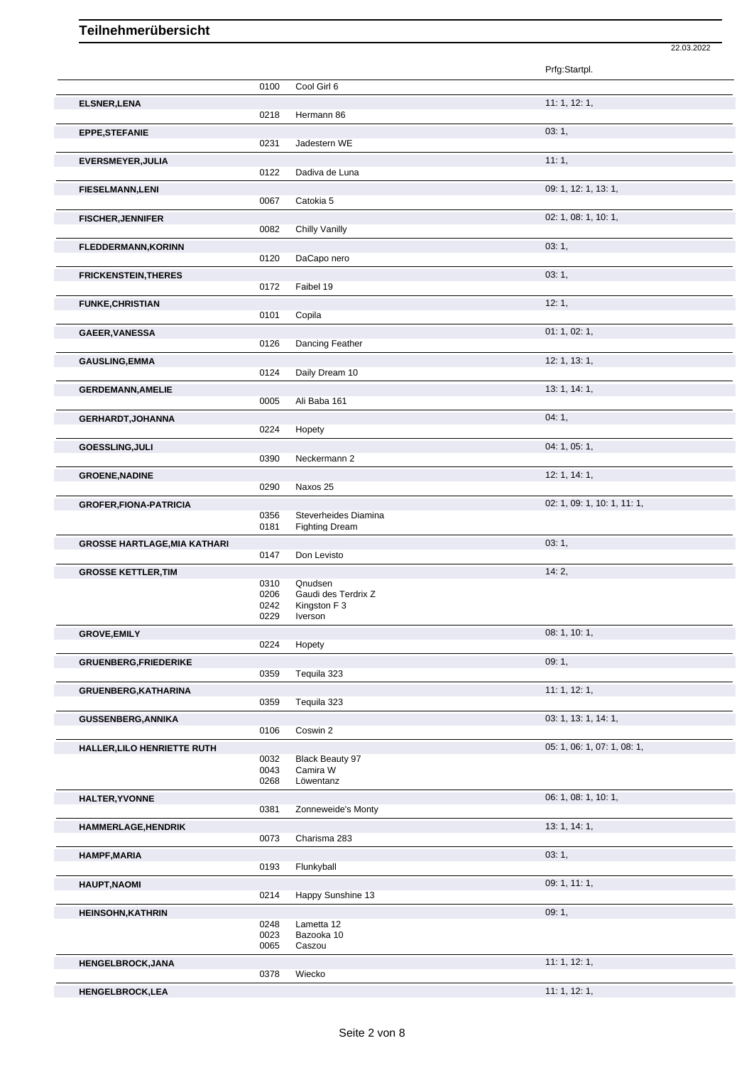# Teilnehmerübersicht

22.03.2022

| Name | Nr. | Pferd | Prfg:Startpl. |
|---|---|---|---|
| | 0100 | Cool Girl 6 | |
| **ELSNER,LENA** | | | 11: 1, 12: 1, |
| | 0218 | Hermann 86 | |
| **EPPE,STEFANIE** | | | 03: 1, |
| | 0231 | Jadestern WE | |
| **EVERSMEYER,JULIA** | | | 11: 1, |
| | 0122 | Dadiva de Luna | |
| **FIESELMANN,LENI** | | | 09: 1, 12: 1, 13: 1, |
| | 0067 | Catokia 5 | |
| **FISCHER,JENNIFER** | | | 02: 1, 08: 1, 10: 1, |
| | 0082 | Chilly Vanilly | |
| **FLEDDERMANN,KORINN** | | | 03: 1, |
| | 0120 | DaCapo nero | |
| **FRICKENSTEIN,THERES** | | | 03: 1, |
| | 0172 | Faibel 19 | |
| **FUNKE,CHRISTIAN** | | | 12: 1, |
| | 0101 | Copila | |
| **GAEER,VANESSA** | | | 01: 1, 02: 1, |
| | 0126 | Dancing Feather | |
| **GAUSLING,EMMA** | | | 12: 1, 13: 1, |
| | 0124 | Daily Dream 10 | |
| **GERDEMANN,AMELIE** | | | 13: 1, 14: 1, |
| | 0005 | Ali Baba 161 | |
| **GERHARDT,JOHANNA** | | | 04: 1, |
| | 0224 | Hopety | |
| **GOESSLING,JULI** | | | 04: 1, 05: 1, |
| | 0390 | Neckermann 2 | |
| **GROENE,NADINE** | | | 12: 1, 14: 1, |
| | 0290 | Naxos 25 | |
| **GROFER,FIONA-PATRICIA** | | | 02: 1, 09: 1, 10: 1, 11: 1, |
| | 0356 | Steverheides Diamina | |
| | 0181 | Fighting Dream | |
| **GROSSE HARTLAGE,MIA KATHARI** | | | 03: 1, |
| | 0147 | Don Levisto | |
| **GROSSE KETTLER,TIM** | | | 14: 2, |
| | 0310 | Qnudsen | |
| | 0206 | Gaudi des Terdrix Z | |
| | 0242 | Kingston F 3 | |
| | 0229 | Iverson | |
| **GROVE,EMILY** | | | 08: 1, 10: 1, |
| | 0224 | Hopety | |
| **GRUENBERG,FRIEDERIKE** | | | 09: 1, |
| | 0359 | Tequila 323 | |
| **GRUENBERG,KATHARINA** | | | 11: 1, 12: 1, |
| | 0359 | Tequila 323 | |
| **GUSSENBERG,ANNIKA** | | | 03: 1, 13: 1, 14: 1, |
| | 0106 | Coswin 2 | |
| **HALLER,LILO HENRIETTE RUTH** | | | 05: 1, 06: 1, 07: 1, 08: 1, |
| | 0032 | Black Beauty 97 | |
| | 0043 | Camira W | |
| | 0268 | Löwentanz | |
| **HALTER,YVONNE** | | | 06: 1, 08: 1, 10: 1, |
| | 0381 | Zonneweide's Monty | |
| **HAMMERLAGE,HENDRIK** | | | 13: 1, 14: 1, |
| | 0073 | Charisma 283 | |
| **HAMPF,MARIA** | | | 03: 1, |
| | 0193 | Flunkyball | |
| **HAUPT,NAOMI** | | | 09: 1, 11: 1, |
| | 0214 | Happy Sunshine 13 | |
| **HEINSOHN,KATHRIN** | | | 09: 1, |
| | 0248 | Lametta 12 | |
| | 0023 | Bazooka 10 | |
| | 0065 | Caszou | |
| **HENGELBROCK,JANA** | | | 11: 1, 12: 1, |
| | 0378 | Wiecko | |
| **HENGELBROCK,LEA** | | | 11: 1, 12: 1, |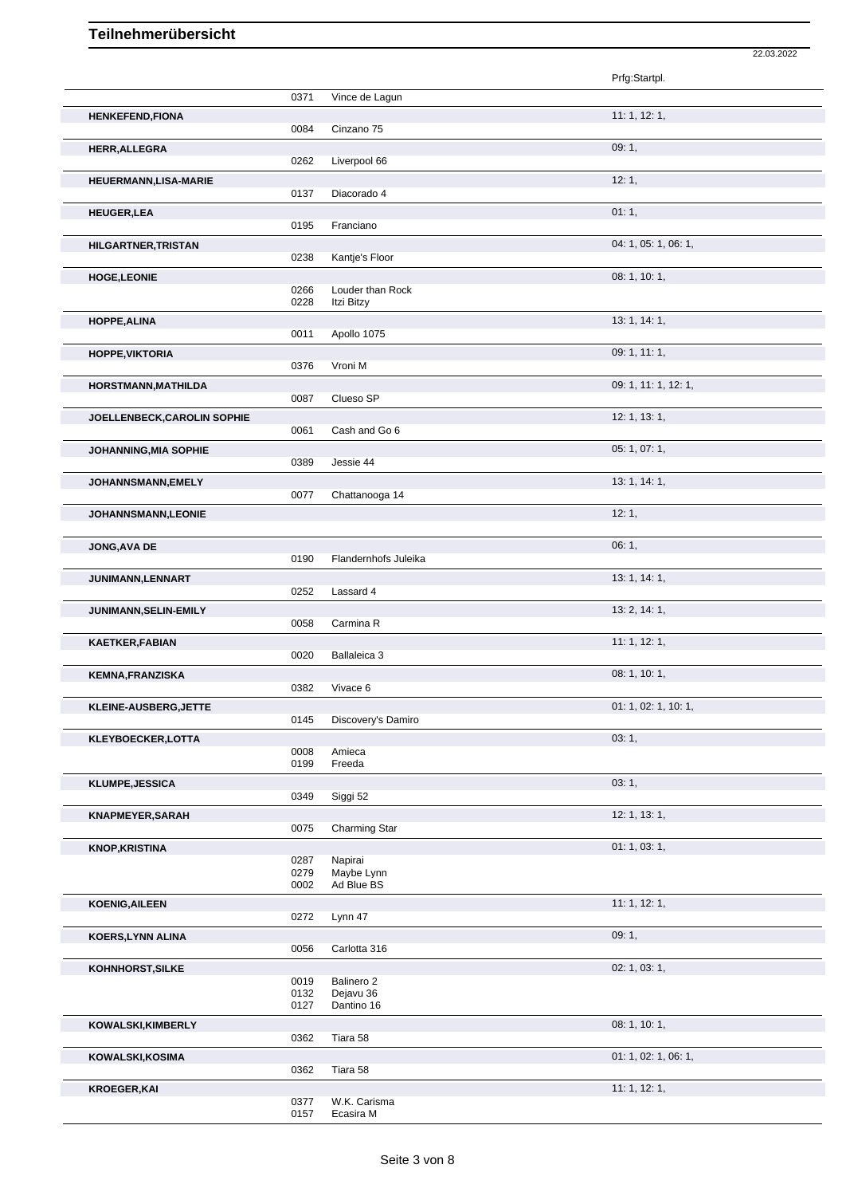# Teilnehmerübersicht

22.03.2022

| | | | Prfg:Startpl. |
|---|---|---|---|
| | 0371 | Vince de Lagun | |
| **HENKEFEND,FIONA** | | | 11: 1, 12: 1, |
| | 0084 | Cinzano 75 | |
| **HERR,ALLEGRA** | | | 09: 1, |
| | 0262 | Liverpool 66 | |
| **HEUERMANN,LISA-MARIE** | | | 12: 1, |
| | 0137 | Diacorado 4 | |
| **HEUGER,LEA** | | | 01: 1, |
| | 0195 | Franciano | |
| **HILGARTNER,TRISTAN** | | | 04: 1, 05: 1, 06: 1, |
| | 0238 | Kantje's Floor | |
| **HOGE,LEONIE** | | | 08: 1, 10: 1, |
| | 0266 | Louder than Rock | |
| | 0228 | Itzi Bitzy | |
| **HOPPE,ALINA** | | | 13: 1, 14: 1, |
| | 0011 | Apollo 1075 | |
| **HOPPE,VIKTORIA** | | | 09: 1, 11: 1, |
| | 0376 | Vroni M | |
| **HORSTMANN,MATHILDA** | | | 09: 1, 11: 1, 12: 1, |
| | 0087 | Clueso SP | |
| **JOELLENBECK,CAROLIN SOPHIE** | | | 12: 1, 13: 1, |
| | 0061 | Cash and Go 6 | |
| **JOHANNING,MIA SOPHIE** | | | 05: 1, 07: 1, |
| | 0389 | Jessie 44 | |
| **JOHANNSMANN,EMELY** | | | 13: 1, 14: 1, |
| | 0077 | Chattanooga 14 | |
| **JOHANNSMANN,LEONIE** | | | 12: 1, |
| **JONG,AVA DE** | | | 06: 1, |
| | 0190 | Flandernhofs Juleika | |
| **JUNIMANN,LENNART** | | | 13: 1, 14: 1, |
| | 0252 | Lassard 4 | |
| **JUNIMANN,SELIN-EMILY** | | | 13: 2, 14: 1, |
| | 0058 | Carmina R | |
| **KAETKER,FABIAN** | | | 11: 1, 12: 1, |
| | 0020 | Ballaleica 3 | |
| **KEMNA,FRANZISKA** | | | 08: 1, 10: 1, |
| | 0382 | Vivace 6 | |
| **KLEINE-AUSBERG,JETTE** | | | 01: 1, 02: 1, 10: 1, |
| | 0145 | Discovery's Damiro | |
| **KLEYBOECKER,LOTTA** | | | 03: 1, |
| | 0008 | Amieca | |
| | 0199 | Freeda | |
| **KLUMPE,JESSICA** | | | 03: 1, |
| | 0349 | Siggi 52 | |
| **KNAPMEYER,SARAH** | | | 12: 1, 13: 1, |
| | 0075 | Charming Star | |
| **KNOP,KRISTINA** | | | 01: 1, 03: 1, |
| | 0287 | Napirai | |
| | 0279 | Maybe Lynn | |
| | 0002 | Ad Blue BS | |
| **KOENIG,AILEEN** | | | 11: 1, 12: 1, |
| | 0272 | Lynn 47 | |
| **KOERS,LYNN ALINA** | | | 09: 1, |
| | 0056 | Carlotta 316 | |
| **KOHNHORST,SILKE** | | | 02: 1, 03: 1, |
| | 0019 | Balinero 2 | |
| | 0132 | Dejavu 36 | |
| | 0127 | Dantino 16 | |
| **KOWALSKI,KIMBERLY** | | | 08: 1, 10: 1, |
| | 0362 | Tiara 58 | |
| **KOWALSKI,KOSIMA** | | | 01: 1, 02: 1, 06: 1, |
| | 0362 | Tiara 58 | |
| **KROEGER,KAI** | | | 11: 1, 12: 1, |
| | 0377 | W.K. Carisma | |
| | 0157 | Ecasira M | |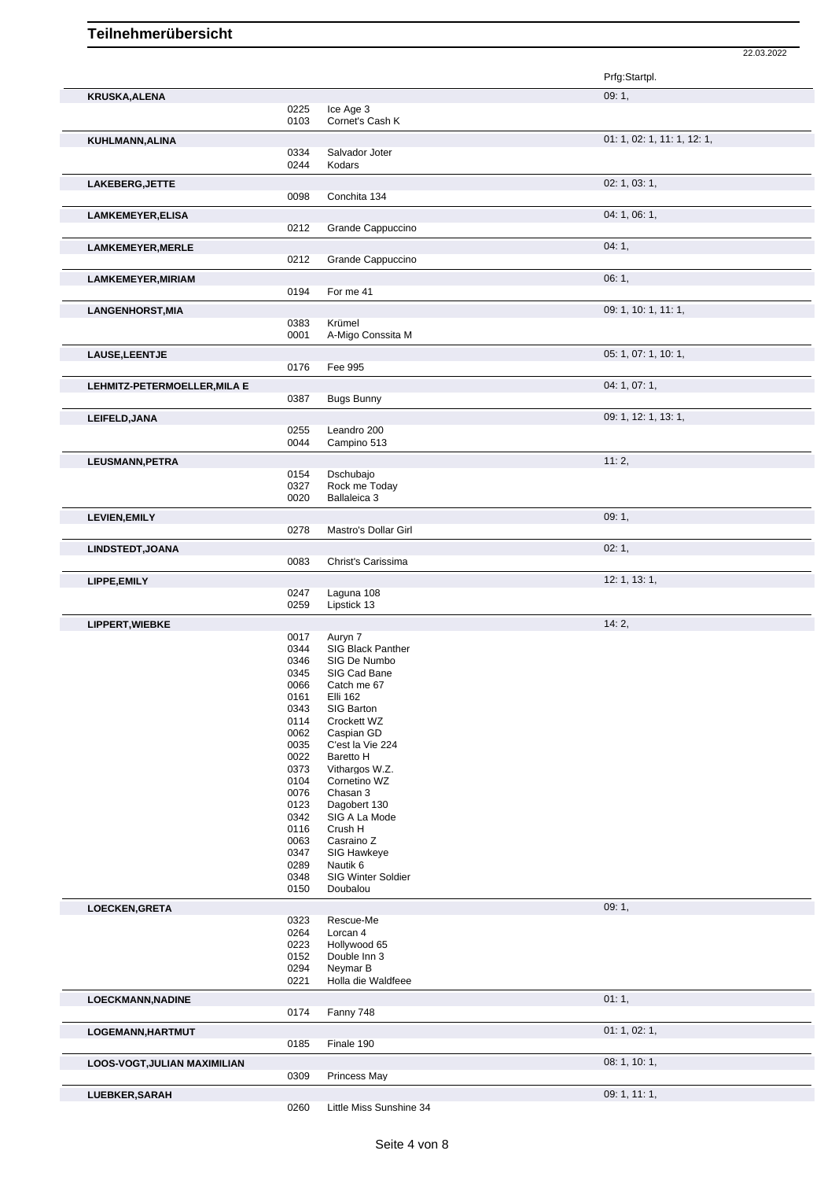# Teilnehmerübersicht

22.03.2022

| Teilnehmer | Nr. | Pferd | Prfg:Startpl. |
|---|---|---|---|
| **KRUSKA,ALENA** | | | 09: 1, |
| | 0225 | Ice Age 3 | |
| | 0103 | Cornet's Cash K | |
| **KUHLMANN,ALINA** | | | 01: 1, 02: 1, 11: 1, 12: 1, |
| | 0334 | Salvador Joter | |
| | 0244 | Kodars | |
| **LAKEBERG,JETTE** | | | 02: 1, 03: 1, |
| | 0098 | Conchita 134 | |
| **LAMKEMEYER,ELISA** | | | 04: 1, 06: 1, |
| | 0212 | Grande Cappuccino | |
| **LAMKEMEYER,MERLE** | | | 04: 1, |
| | 0212 | Grande Cappuccino | |
| **LAMKEMEYER,MIRIAM** | | | 06: 1, |
| | 0194 | For me 41 | |
| **LANGENHORST,MIA** | | | 09: 1, 10: 1, 11: 1, |
| | 0383 | Krümel | |
| | 0001 | A-Migo Conssita M | |
| **LAUSE,LEENTJE** | | | 05: 1, 07: 1, 10: 1, |
| | 0176 | Fee 995 | |
| **LEHMITZ-PETERMOELLER,MILA E** | | | 04: 1, 07: 1, |
| | 0387 | Bugs Bunny | |
| **LEIFELD,JANA** | | | 09: 1, 12: 1, 13: 1, |
| | 0255 | Leandro 200 | |
| | 0044 | Campino 513 | |
| **LEUSMANN,PETRA** | | | 11: 2, |
| | 0154 | Dschubajo | |
| | 0327 | Rock me Today | |
| | 0020 | Ballaleica 3 | |
| **LEVIEN,EMILY** | | | 09: 1, |
| | 0278 | Mastro's Dollar Girl | |
| **LINDSTEDT,JOANA** | | | 02: 1, |
| | 0083 | Christ's Carissima | |
| **LIPPE,EMILY** | | | 12: 1, 13: 1, |
| | 0247 | Laguna 108 | |
| | 0259 | Lipstick 13 | |
| **LIPPERT,WIEBKE** | | | 14: 2, |
| | 0017 | Auryn 7 | |
| | 0344 | SIG Black Panther | |
| | 0346 | SIG De Numbo | |
| | 0345 | SIG Cad Bane | |
| | 0066 | Catch me 67 | |
| | 0161 | Elli 162 | |
| | 0343 | SIG Barton | |
| | 0114 | Crockett WZ | |
| | 0062 | Caspian GD | |
| | 0035 | C'est la Vie 224 | |
| | 0022 | Baretto H | |
| | 0373 | Vithargos W.Z. | |
| | 0104 | Cornetino WZ | |
| | 0076 | Chasan 3 | |
| | 0123 | Dagobert 130 | |
| | 0342 | SIG A La Mode | |
| | 0116 | Crush H | |
| | 0063 | Casraino Z | |
| | 0347 | SIG Hawkeye | |
| | 0289 | Nautik 6 | |
| | 0348 | SIG Winter Soldier | |
| | 0150 | Doubalou | |
| **LOECKEN,GRETA** | | | 09: 1, |
| | 0323 | Rescue-Me | |
| | 0264 | Lorcan 4 | |
| | 0223 | Hollywood 65 | |
| | 0152 | Double Inn 3 | |
| | 0294 | Neymar B | |
| | 0221 | Holla die Waldfeee | |
| **LOECKMANN,NADINE** | | | 01: 1, |
| | 0174 | Fanny 748 | |
| **LOGEMANN,HARTMUT** | | | 01: 1, 02: 1, |
| | 0185 | Finale 190 | |
| **LOOS-VOGT,JULIAN MAXIMILIAN** | | | 08: 1, 10: 1, |
| | 0309 | Princess May | |
| **LUEBKER,SARAH** | | | 09: 1, 11: 1, |
| | 0260 | Little Miss Sunshine 34 | |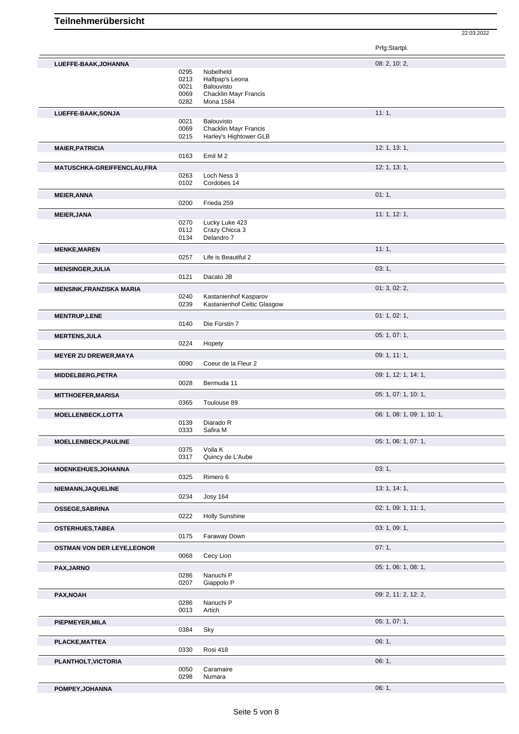# Teilnehmerübersicht

22.03.2022

| Teilnehmer | Nr. | Pferd | Prfg:Startpl. |
|---|---|---|---|
| **LUEFFE-BAAK,JOHANNA** | | | 08: 2, 10: 2, |
| | 0295 | Nobelheld | |
| | 0213 | Halfpap's Leona | |
| | 0021 | Balouvisto | |
| | 0069 | Chacklin Mayr Francis | |
| | 0282 | Mona 1584 | |
| **LUEFFE-BAAK,SONJA** | | | 11: 1, |
| | 0021 | Balouvisto | |
| | 0069 | Chacklin Mayr Francis | |
| | 0215 | Harley's Hightower GLB | |
| **MAIER,PATRICIA** | | | 12: 1, 13: 1, |
| | 0163 | Emil M 2 | |
| **MATUSCHKA-GREIFFENCLAU,FRA** | | | 12: 1, 13: 1, |
| | 0263 | Loch Ness 3 | |
| | 0102 | Cordobes 14 | |
| **MEIER,ANNA** | | | 01: 1, |
| | 0200 | Frieda 259 | |
| **MEIER,JANA** | | | 11: 1, 12: 1, |
| | 0270 | Lucky Luke 423 | |
| | 0112 | Crazy Chicca 3 | |
| | 0134 | Delandro 7 | |
| **MENKE,MAREN** | | | 11: 1, |
| | 0257 | Life is Beautiful 2 | |
| **MENSINGER,JULIA** | | | 03: 1, |
| | 0121 | Dacato JB | |
| **MENSINK,FRANZISKA MARIA** | | | 01: 3, 02: 2, |
| | 0240 | Kastanienhof Kasparov | |
| | 0239 | Kastanienhof Celtic Glasgow | |
| **MENTRUP,LENE** | | | 01: 1, 02: 1, |
| | 0140 | Die Fürstin 7 | |
| **MERTENS,JULA** | | | 05: 1, 07: 1, |
| | 0224 | Hopety | |
| **MEYER ZU DREWER,MAYA** | | | 09: 1, 11: 1, |
| | 0090 | Coeur de la Fleur 2 | |
| **MIDDELBERG,PETRA** | | | 09: 1, 12: 1, 14: 1, |
| | 0028 | Bermuda 11 | |
| **MITTHOEFER,MARISA** | | | 05: 1, 07: 1, 10: 1, |
| | 0365 | Toulouse 89 | |
| **MOELLENBECK,LOTTA** | | | 06: 1, 08: 1, 09: 1, 10: 1, |
| | 0139 | Diarado R | |
| | 0333 | Safira M | |
| **MOELLENBECK,PAULINE** | | | 05: 1, 06: 1, 07: 1, |
| | 0375 | Voila K | |
| | 0317 | Quincy de L'Aube | |
| **MOENKEHUES,JOHANNA** | | | 03: 1, |
| | 0325 | Rimero 6 | |
| **NIEMANN,JAQUELINE** | | | 13: 1, 14: 1, |
| | 0234 | Josy 164 | |
| **OSSEGE,SABRINA** | | | 02: 1, 09: 1, 11: 1, |
| | 0222 | Holly Sunshine | |
| **OSTERHUES,TABEA** | | | 03: 1, 09: 1, |
| | 0175 | Faraway Down | |
| **OSTMAN VON DER LEYE,LEONOR** | | | 07: 1, |
| | 0068 | Cecy Lion | |
| **PAX,JARNO** | | | 05: 1, 06: 1, 08: 1, |
| | 0286 | Nanuchi P | |
| | 0207 | Giappolo P | |
| **PAX,NOAH** | | | 09: 2, 11: 2, 12: 2, |
| | 0286 | Nanuchi P | |
| | 0013 | Artich | |
| **PIEPMEYER,MILA** | | | 05: 1, 07: 1, |
| | 0384 | Sky | |
| **PLACKE,MATTEA** | | | 06: 1, |
| | 0330 | Rosi 418 | |
| **PLANTHOLT,VICTORIA** | | | 06: 1, |
| | 0050 | Caramaire | |
| | 0298 | Numara | |
| **POMPEY,JOHANNA** | | | 06: 1, |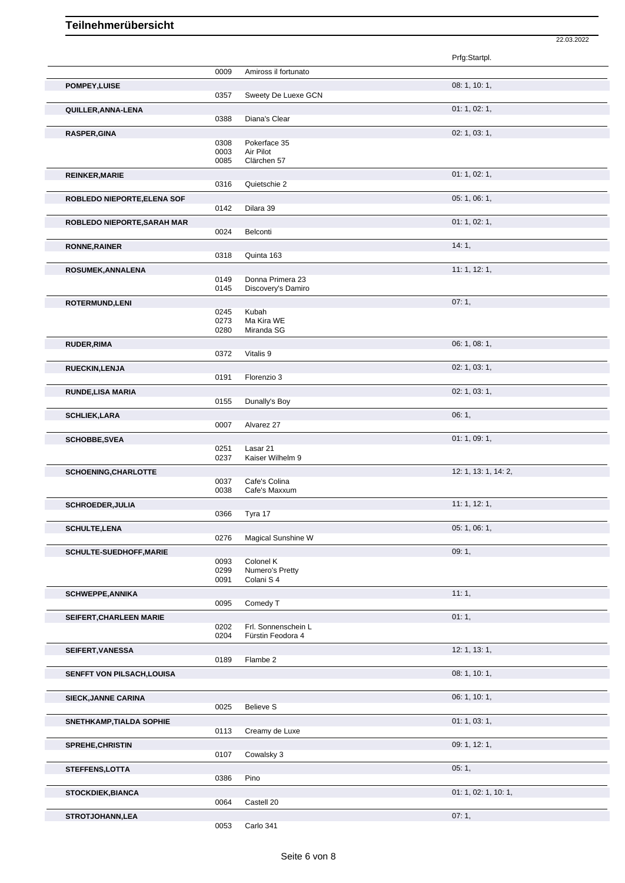# Teilnehmerübersicht

22.03.2022

| Name | Nr. | Pferd | Prfg:Startpl. |
|---|---|---|---|
| | 0009 | Amiross il fortunato | |
| **POMPEY,LUISE** | | | 08: 1, 10: 1, |
| | 0357 | Sweety De Luxe GCN | |
| **QUILLER,ANNA-LENA** | | | 01: 1, 02: 1, |
| | 0388 | Diana's Clear | |
| **RASPER,GINA** | | | 02: 1, 03: 1, |
| | 0308 | Pokerface 35 | |
| | 0003 | Air Pilot | |
| | 0085 | Clärchen 57 | |
| **REINKER,MARIE** | | | 01: 1, 02: 1, |
| | 0316 | Quietschie 2 | |
| **ROBLEDO NIEPORTE,ELENA SOF** | | | 05: 1, 06: 1, |
| | 0142 | Dilara 39 | |
| **ROBLEDO NIEPORTE,SARAH MAR** | | | 01: 1, 02: 1, |
| | 0024 | Belconti | |
| **RONNE,RAINER** | | | 14: 1, |
| | 0318 | Quinta 163 | |
| **ROSUMEK,ANNALENA** | | | 11: 1, 12: 1, |
| | 0149 | Donna Primera 23 | |
| | 0145 | Discovery's Damiro | |
| **ROTERMUND,LENI** | | | 07: 1, |
| | 0245 | Kubah | |
| | 0273 | Ma Kira WE | |
| | 0280 | Miranda SG | |
| **RUDER,RIMA** | | | 06: 1, 08: 1, |
| | 0372 | Vitalis 9 | |
| **RUECKIN,LENJA** | | | 02: 1, 03: 1, |
| | 0191 | Florenzio 3 | |
| **RUNDE,LISA MARIA** | | | 02: 1, 03: 1, |
| | 0155 | Dunally's Boy | |
| **SCHLIEK,LARA** | | | 06: 1, |
| | 0007 | Alvarez 27 | |
| **SCHOBBE,SVEA** | | | 01: 1, 09: 1, |
| | 0251 | Lasar 21 | |
| | 0237 | Kaiser Wilhelm 9 | |
| **SCHOENING,CHARLOTTE** | | | 12: 1, 13: 1, 14: 2, |
| | 0037 | Cafe's Colina | |
| | 0038 | Cafe's Maxxum | |
| **SCHROEDER,JULIA** | | | 11: 1, 12: 1, |
| | 0366 | Tyra 17 | |
| **SCHULTE,LENA** | | | 05: 1, 06: 1, |
| | 0276 | Magical Sunshine W | |
| **SCHULTE-SUEDHOFF,MARIE** | | | 09: 1, |
| | 0093 | Colonel K | |
| | 0299 | Numero's Pretty | |
| | 0091 | Colani S 4 | |
| **SCHWEPPE,ANNIKA** | | | 11: 1, |
| | 0095 | Comedy T | |
| **SEIFERT,CHARLEEN MARIE** | | | 01: 1, |
| | 0202 | Frl. Sonnenschein L | |
| | 0204 | Fürstin Feodora 4 | |
| **SEIFERT,VANESSA** | | | 12: 1, 13: 1, |
| | 0189 | Flambe 2 | |
| **SENFFT VON PILSACH,LOUISA** | | | 08: 1, 10: 1, |
| **SIECK,JANNE CARINA** | | | 06: 1, 10: 1, |
| | 0025 | Believe S | |
| **SNETHKAMP,TIALDA SOPHIE** | | | 01: 1, 03: 1, |
| | 0113 | Creamy de Luxe | |
| **SPREHE,CHRISTIN** | | | 09: 1, 12: 1, |
| | 0107 | Cowalsky 3 | |
| **STEFFENS,LOTTA** | | | 05: 1, |
| | 0386 | Pino | |
| **STOCKDIEK,BIANCA** | | | 01: 1, 02: 1, 10: 1, |
| | 0064 | Castell 20 | |
| **STROTJOHANN,LEA** | | | 07: 1, |
| | 0053 | Carlo 341 | |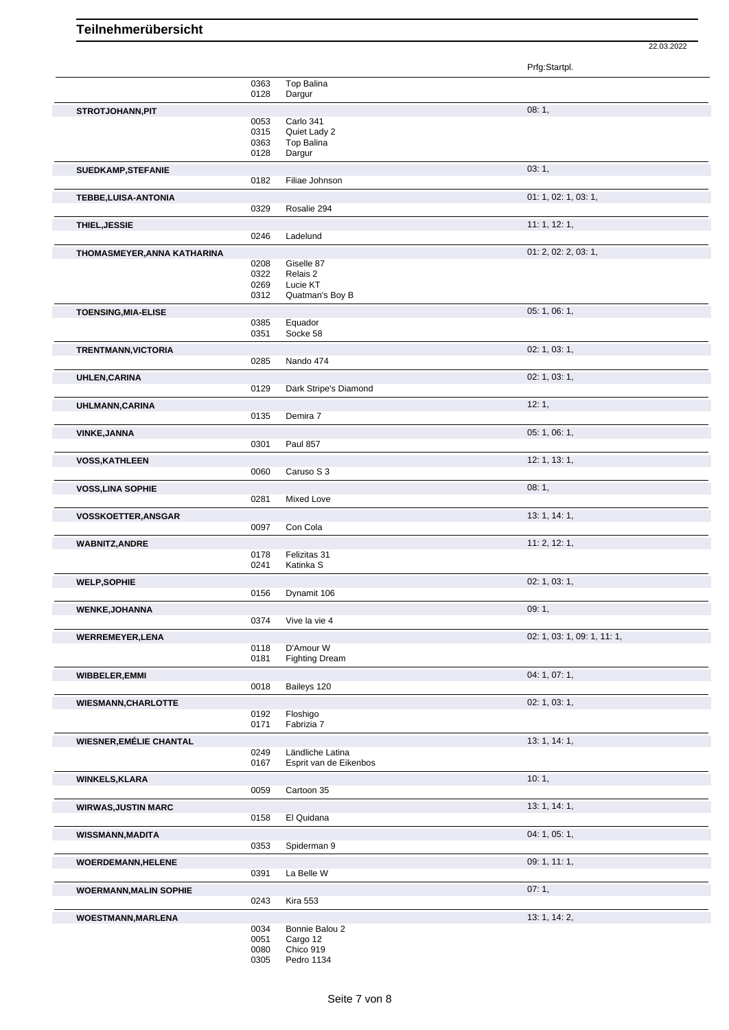# Teilnehmerübersicht

22.03.2022

| Name | Nr. | Pferd | Prfg:Startpl. |
|---|---|---|---|
| | 0363 | Top Balina | |
| | 0128 | Dargur | |
| **STROTJOHANN,PIT** | | | 08: 1, |
| | 0053 | Carlo 341 | |
| | 0315 | Quiet Lady 2 | |
| | 0363 | Top Balina | |
| | 0128 | Dargur | |
| **SUEDKAMP,STEFANIE** | | | 03: 1, |
| | 0182 | Filiae Johnson | |
| **TEBBE,LUISA-ANTONIA** | | | 01: 1, 02: 1, 03: 1, |
| | 0329 | Rosalie 294 | |
| **THIEL,JESSIE** | | | 11: 1, 12: 1, |
| | 0246 | Ladelund | |
| **THOMASMEYER,ANNA KATHARINA** | | | 01: 2, 02: 2, 03: 1, |
| | 0208 | Giselle 87 | |
| | 0322 | Relais 2 | |
| | 0269 | Lucie KT | |
| | 0312 | Quatman's Boy B | |
| **TOENSING,MIA-ELISE** | | | 05: 1, 06: 1, |
| | 0385 | Equador | |
| | 0351 | Socke 58 | |
| **TRENTMANN,VICTORIA** | | | 02: 1, 03: 1, |
| | 0285 | Nando 474 | |
| **UHLEN,CARINA** | | | 02: 1, 03: 1, |
| | 0129 | Dark Stripe's Diamond | |
| **UHLMANN,CARINA** | | | 12: 1, |
| | 0135 | Demira 7 | |
| **VINKE,JANNA** | | | 05: 1, 06: 1, |
| | 0301 | Paul 857 | |
| **VOSS,KATHLEEN** | | | 12: 1, 13: 1, |
| | 0060 | Caruso S 3 | |
| **VOSS,LINA SOPHIE** | | | 08: 1, |
| | 0281 | Mixed Love | |
| **VOSSKOETTER,ANSGAR** | | | 13: 1, 14: 1, |
| | 0097 | Con Cola | |
| **WABNITZ,ANDRE** | | | 11: 2, 12: 1, |
| | 0178 | Felizitas 31 | |
| | 0241 | Katinka S | |
| **WELP,SOPHIE** | | | 02: 1, 03: 1, |
| | 0156 | Dynamit 106 | |
| **WENKE,JOHANNA** | | | 09: 1, |
| | 0374 | Vive la vie 4 | |
| **WERREMEYER,LENA** | | | 02: 1, 03: 1, 09: 1, 11: 1, |
| | 0118 | D'Amour W | |
| | 0181 | Fighting Dream | |
| **WIBBELER,EMMI** | | | 04: 1, 07: 1, |
| | 0018 | Baileys 120 | |
| **WIESMANN,CHARLOTTE** | | | 02: 1, 03: 1, |
| | 0192 | Floshigo | |
| | 0171 | Fabrizia 7 | |
| **WIESNER,EMÉLIE CHANTAL** | | | 13: 1, 14: 1, |
| | 0249 | Ländliche Latina | |
| | 0167 | Esprit van de Eikenbos | |
| **WINKELS,KLARA** | | | 10: 1, |
| | 0059 | Cartoon 35 | |
| **WIRWAS,JUSTIN MARC** | | | 13: 1, 14: 1, |
| | 0158 | El Quidana | |
| **WISSMANN,MADITA** | | | 04: 1, 05: 1, |
| | 0353 | Spiderman 9 | |
| **WOERDEMANN,HELENE** | | | 09: 1, 11: 1, |
| | 0391 | La Belle W | |
| **WOERMANN,MALIN SOPHIE** | | | 07: 1, |
| | 0243 | Kira 553 | |
| **WOESTMANN,MARLENA** | | | 13: 1, 14: 2, |
| | 0034 | Bonnie Balou 2 | |
| | 0051 | Cargo 12 | |
| | 0080 | Chico 919 | |
| | 0305 | Pedro 1134 | |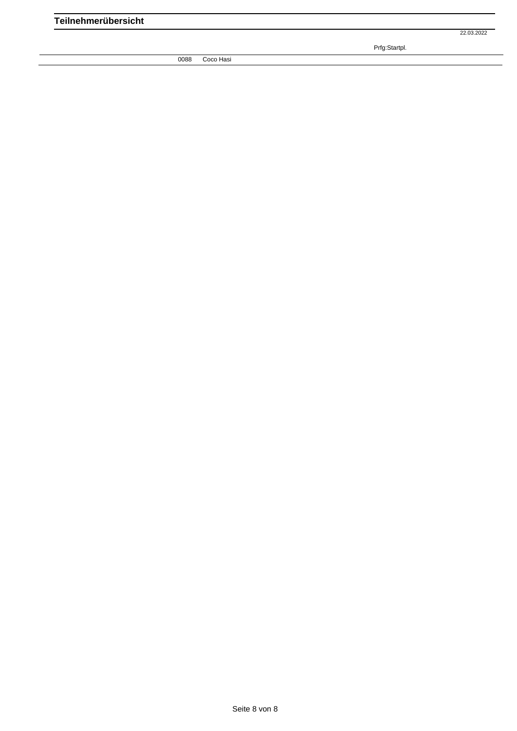| | | Prfg:Startpl. |
|---|---|---|
| 0088 | Coco Hasi | |